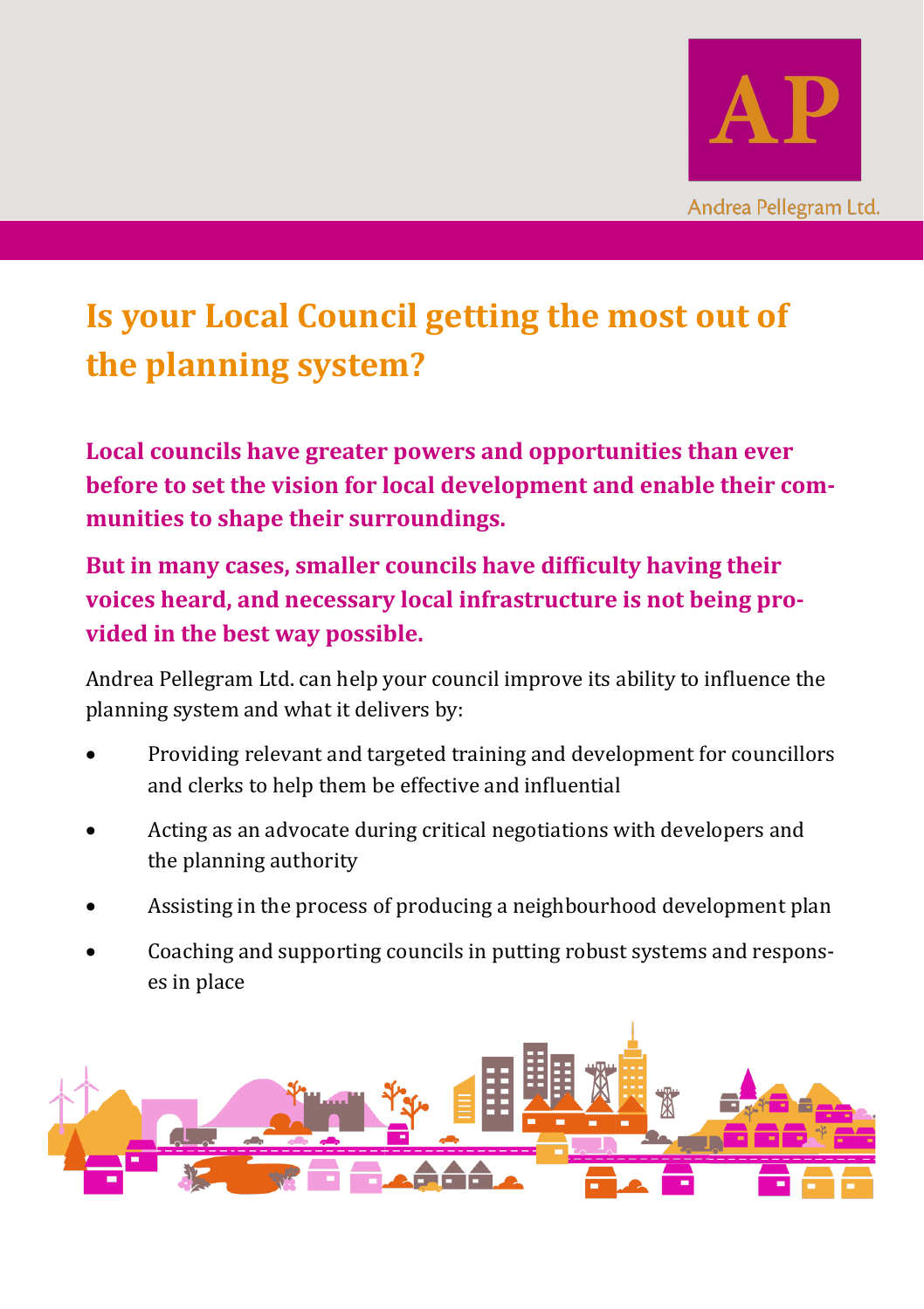AP

Andrea Pellegram Ltd.

# Is your Local Council getting the most out of the planning system?

**Local councils have greater powers and opportunities than ever before to set the vision for local development and enable their communities to shape their surroundings.**

**But in many cases, smaller councils have difficulty having their voices heard, and necessary local infrastructure is not being provided in the best way possible.**

Andrea Pellegram Ltd. can help your council improve its ability to influence the planning system and what it delivers by:

- Providing relevant and targeted training and development for councillors and clerks to help them be effective and influential
- Acting as an advocate during critical negotiations with developers and the planning authority
- Assisting in the process of producing a neighbourhood development plan
- Coaching and supporting councils in putting robust systems and responses in place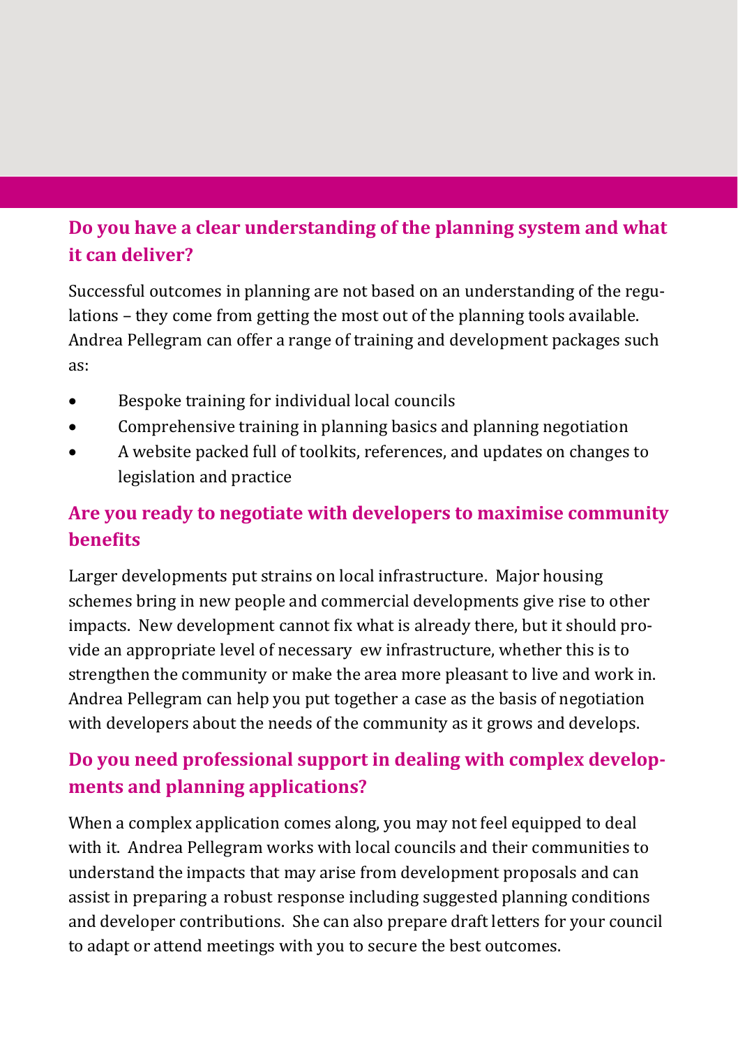## Do you have a clear understanding of the planning system and what it can deliver?

Successful outcomes in planning are not based on an understanding of the regulations – they come from getting the most out of the planning tools available. Andrea Pellegram can offer a range of training and development packages such as:

- Bespoke training for individual local councils
- Comprehensive training in planning basics and planning negotiation
- A website packed full of toolkits, references, and updates on changes to legislation and practice

## Are you ready to negotiate with developers to maximise community benefits

Larger developments put strains on local infrastructure. Major housing schemes bring in new people and commercial developments give rise to other impacts. New development cannot fix what is already there, but it should provide an appropriate level of necessary ew infrastructure, whether this is to strengthen the community or make the area more pleasant to live and work in. Andrea Pellegram can help you put together a case as the basis of negotiation with developers about the needs of the community as it grows and develops.

## Do you need professional support in dealing with complex developments and planning applications?

When a complex application comes along, you may not feel equipped to deal with it. Andrea Pellegram works with local councils and their communities to understand the impacts that may arise from development proposals and can assist in preparing a robust response including suggested planning conditions and developer contributions. She can also prepare draft letters for your council to adapt or attend meetings with you to secure the best outcomes.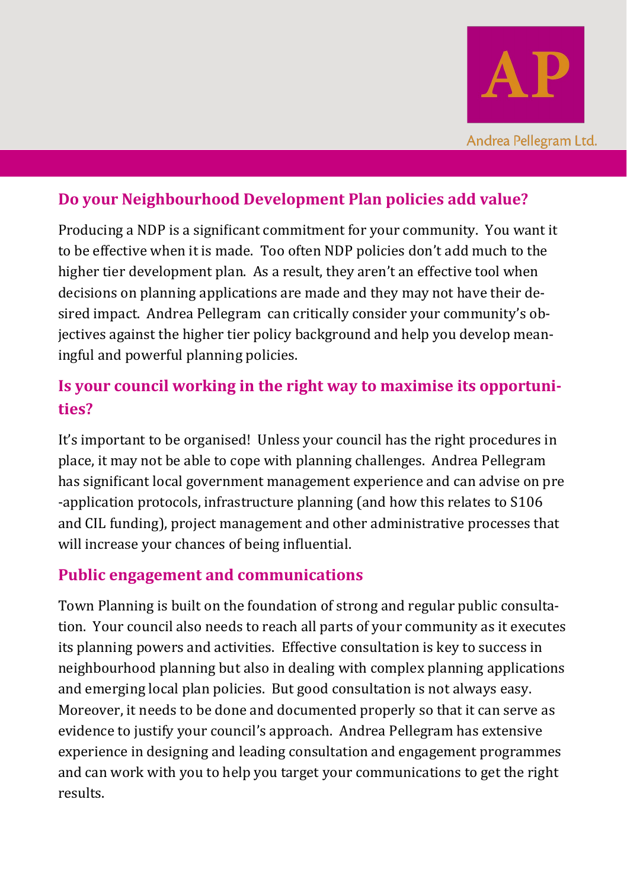## Do your Neighbourhood Development Plan policies add value?

Producing a NDP is a significant commitment for your community. You want it to be effective when it is made. Too often NDP policies don't add much to the higher tier development plan. As a result, they aren't an effective tool when decisions on planning applications are made and they may not have their desired impact. Andrea Pellegram can critically consider your community's objectives against the higher tier policy background and help you develop meaningful and powerful planning policies.

## Is your council working in the right way to maximise its opportunities?

It's important to be organised! Unless your council has the right procedures in place, it may not be able to cope with planning challenges. Andrea Pellegram has significant local government management experience and can advise on pre-application protocols, infrastructure planning (and how this relates to S106 and CIL funding), project management and other administrative processes that will increase your chances of being influential.

## Public engagement and communications

Town Planning is built on the foundation of strong and regular public consultation. Your council also needs to reach all parts of your community as it executes its planning powers and activities. Effective consultation is key to success in neighbourhood planning but also in dealing with complex planning applications and emerging local plan policies. But good consultation is not always easy. Moreover, it needs to be done and documented properly so that it can serve as evidence to justify your council's approach. Andrea Pellegram has extensive experience in designing and leading consultation and engagement programmes and can work with you to help you target your communications to get the right results.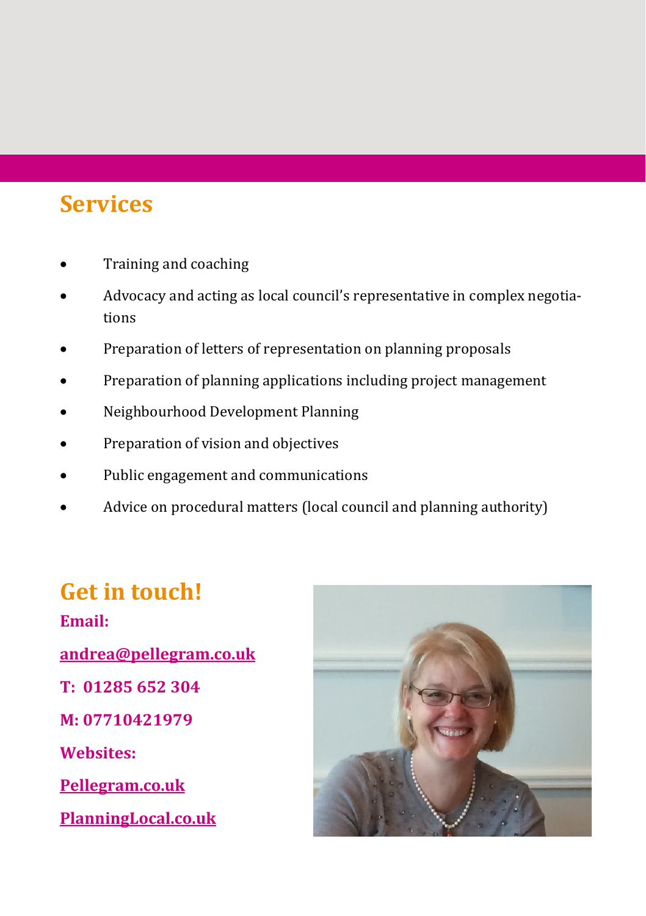## Services

- Training and coaching
- Advocacy and acting as local council's representative in complex negotiations
- Preparation of letters of representation on planning proposals
- Preparation of planning applications including project management
- Neighbourhood Development Planning
- Preparation of vision and objectives
- Public engagement and communications
- Advice on procedural matters (local council and planning authority)

## Get in touch!

**Email:**

**andrea@pellegram.co.uk**

**T: 01285 652 304**

**M: 07710421979**

**Websites:**

**Pellegram.co.uk**

**PlanningLocal.co.uk**